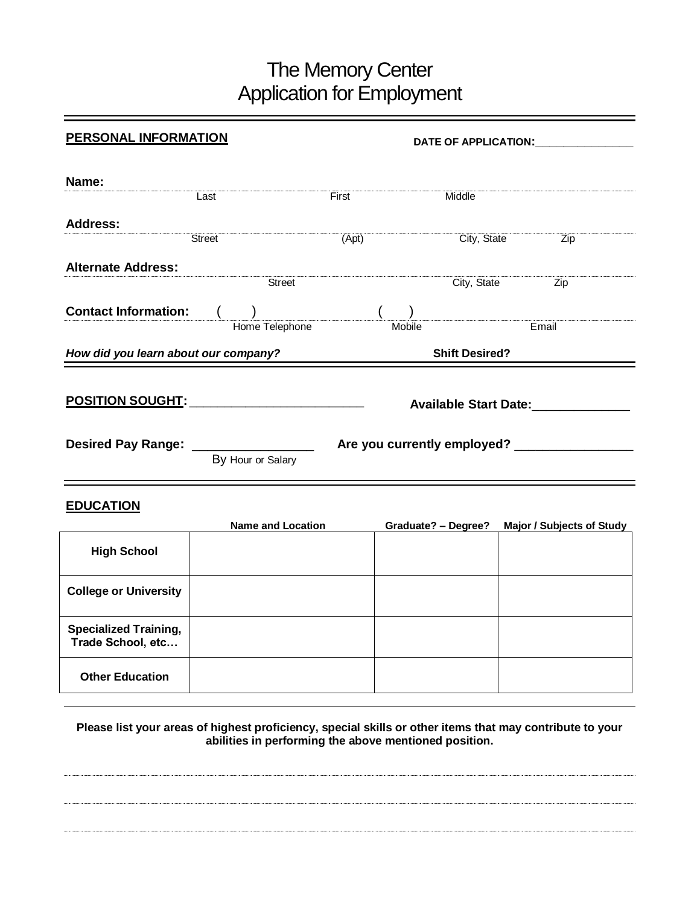# The Memory Center
# Application for Employment

**PERSONAL INFORMATION**

**DATE OF APPLICATION:**________________

**Name:**

Last First Middle

**Address:**

Street (Apt) City, State Zip

**Alternate Address:**

Street City, State Zip

**Contact Information:** (    ) (    )

Home Telephone Mobile Email

***How did you learn about our company?*** **Shift Desired?**

**POSITION SOUGHT:** ________________________

**Available Start Date:**______________

**Desired Pay Range:** _________________
By Hour or Salary

**Are you currently employed?** _________________

**EDUCATION**

| | Name and Location | Graduate? – Degree? | Major / Subjects of Study |
|---|---|---|---|
| **High School** | | | |
| **College or University** | | | |
| **Specialized Training, Trade School, etc…** | | | |
| **Other Education** | | | |

**Please list your areas of highest proficiency, special skills or other items that may contribute to your abilities in performing the above mentioned position.**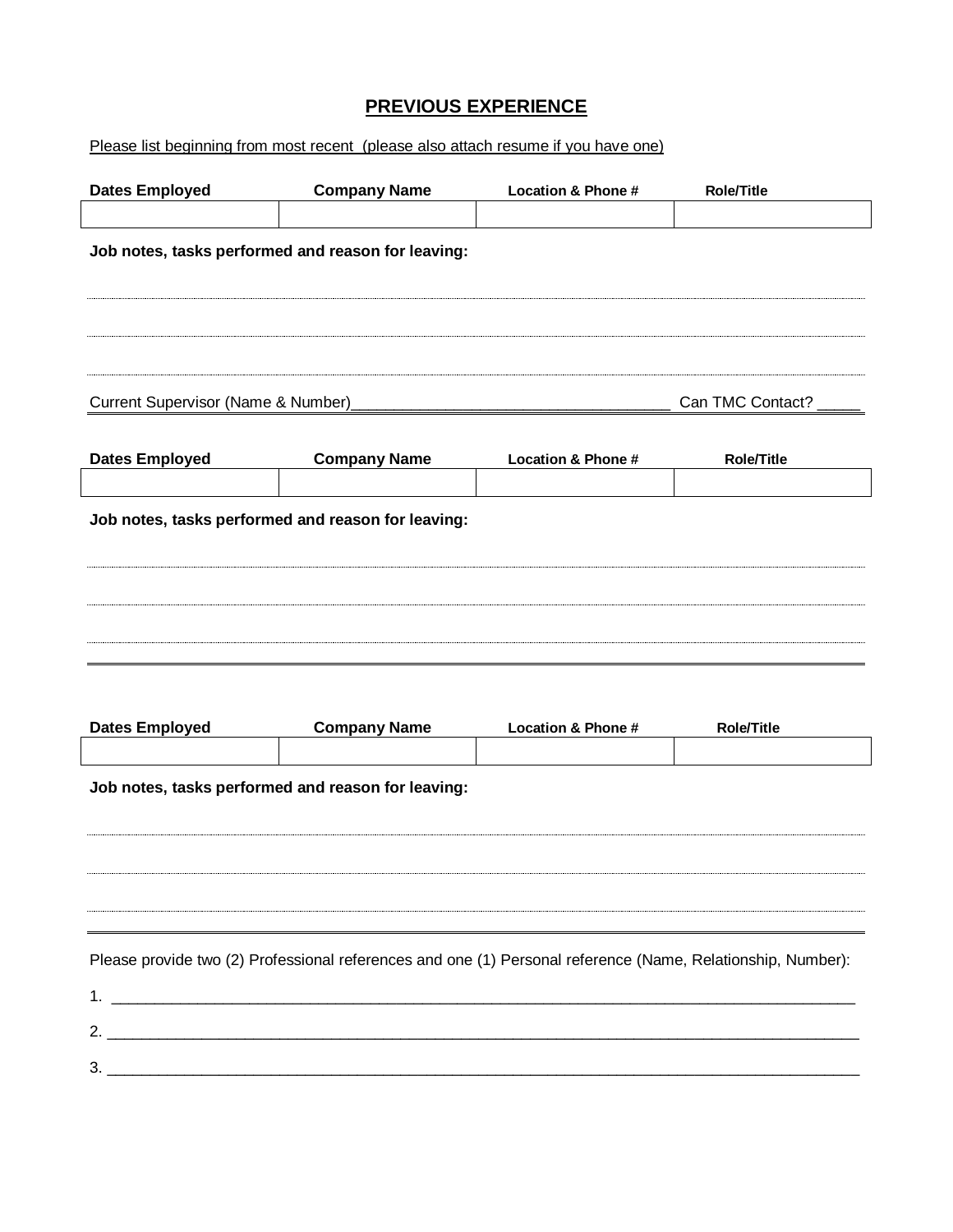## PREVIOUS EXPERIENCE

Please list beginning from most recent (please also attach resume if you have one)

| Dates Employed | Company Name | Location & Phone # | Role/Title |
| --- | --- | --- | --- |
| | | | |

**Job notes, tasks performed and reason for leaving:**

Current Supervisor (Name & Number)_____________________________________ Can TMC Contact? _____

| Dates Employed | Company Name | Location & Phone # | Role/Title |
| --- | --- | --- | --- |
| | | | |

**Job notes, tasks performed and reason for leaving:**

| Dates Employed | Company Name | Location & Phone # | Role/Title |
| --- | --- | --- | --- |
| | | | |

**Job notes, tasks performed and reason for leaving:**

Please provide two (2) Professional references and one (1) Personal reference (Name, Relationship, Number):

1. ________________________________________________________________________________________

2. ________________________________________________________________________________________

3. ________________________________________________________________________________________